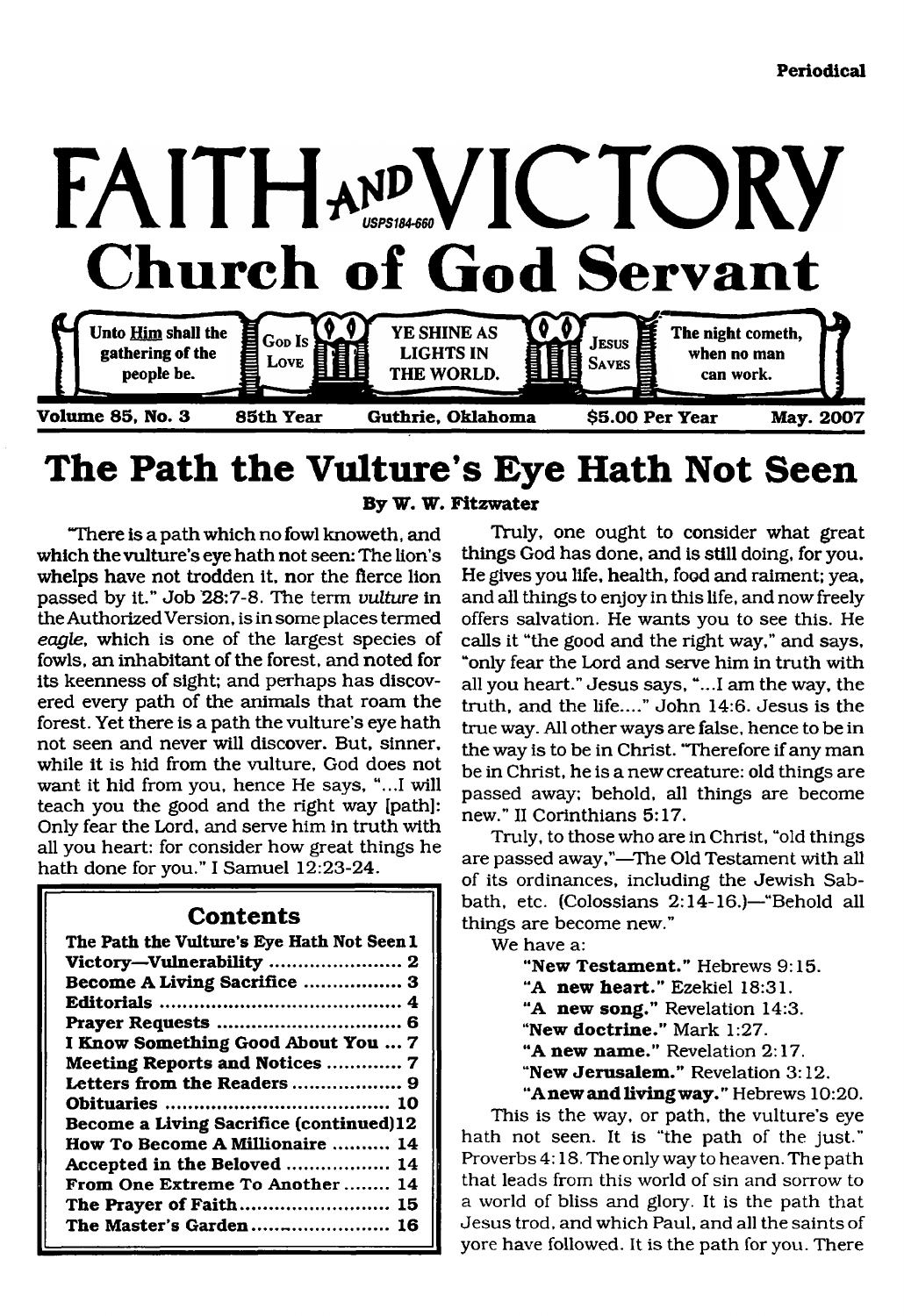Periodical

# FAITH AND VICTORY

USPS184-660

## Church of God Servant

Unto Him shall the gathering of the people be. | GOD IS LOVE | YE SHINE AS LIGHTS IN THE WORLD. | JESUS SAVES | The night cometh, when no man can work.

Volume 85, No. 3 | 85th Year | Guthrie, Oklahoma | $5.00 Per Year | May. 2007

# The Path the Vulture's Eye Hath Not Seen

**By W. W. Fitzwater**

"There is a path which no fowl knoweth, and which the vulture's eye hath not seen: The lion's whelps have not trodden it, nor the fierce lion passed by it." Job 28:7-8. The term *vulture* in the Authorized Version, is in some places termed *eagle*, which is one of the largest species of fowls, an inhabitant of the forest, and noted for its keenness of sight; and perhaps has discovered every path of the animals that roam the forest. Yet there is a path the vulture's eye hath not seen and never will discover. But, sinner, while it is hid from the vulture, God does not want it hid from you, hence He says, "...I will teach you the good and the right way [path]: Only fear the Lord, and serve him in truth with all you heart: for consider how great things he hath done for you." I Samuel 12:23-24.

## Contents

| | |
|---|---|
| The Path the Vulture's Eye Hath Not Seen | 1 |
| Victory—Vulnerability | 2 |
| Become A Living Sacrifice | 3 |
| Editorials | 4 |
| Prayer Requests | 6 |
| I Know Something Good About You | 7 |
| Meeting Reports and Notices | 7 |
| Letters from the Readers | 9 |
| Obituaries | 10 |
| Become a Living Sacrifice (continued) | 12 |
| How To Become A Millionaire | 14 |
| Accepted in the Beloved | 14 |
| From One Extreme To Another | 14 |
| The Prayer of Faith | 15 |
| The Master's Garden | 16 |

Truly, one ought to consider what great things God has done, and is still doing, for you. He gives you life, health, food and raiment; yea, and all things to enjoy in this life, and now freely offers salvation. He wants you to see this. He calls it "the good and the right way," and says, "only fear the Lord and serve him in truth with all you heart." Jesus says, "...I am the way, the truth, and the life...." John 14:6. Jesus is the true way. All other ways are false, hence to be in the way is to be in Christ. "Therefore if any man be in Christ, he is a new creature: old things are passed away; behold, all things are become new." II Corinthians 5:17.

Truly, to those who are in Christ, "old things are passed away,"—The Old Testament with all of its ordinances, including the Jewish Sabbath, etc. (Colossians 2:14-16.)—"Behold all things are become new."

We have a:

> "**New Testament.**" Hebrews 9:15.
> "**A new heart.**" Ezekiel 18:31.
> "**A new song.**" Revelation 14:3.
> "**New doctrine.**" Mark 1:27.
> "**A new name.**" Revelation 2:17.
> "**New Jerusalem.**" Revelation 3:12.
> "**A new and living way.**" Hebrews 10:20.

This is the way, or path, the vulture's eye hath not seen. It is "the path of the just." Proverbs 4:18. The only way to heaven. The path that leads from this world of sin and sorrow to a world of bliss and glory. It is the path that Jesus trod, and which Paul, and all the saints of yore have followed. It is the path for you. There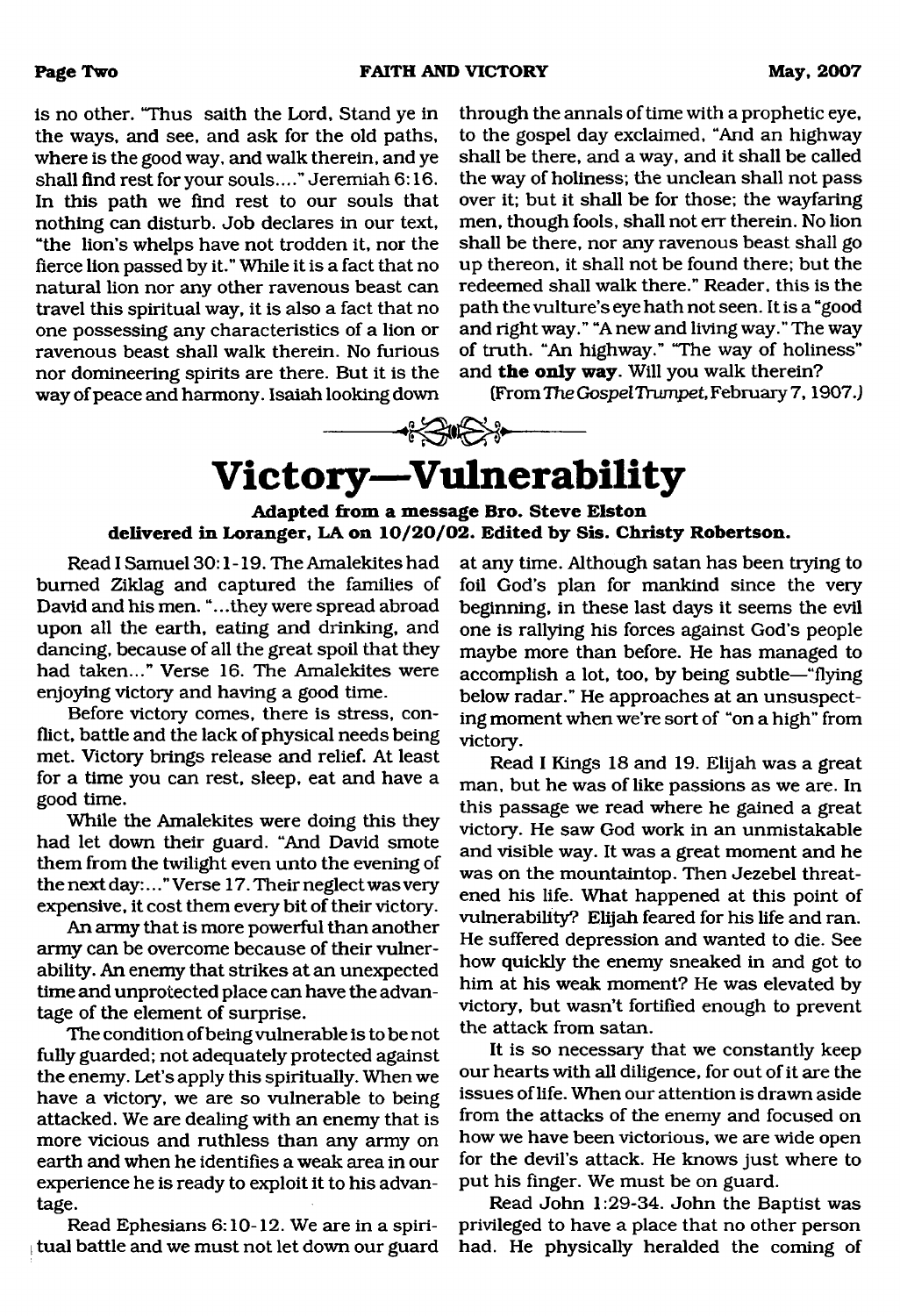is no other. "Thus saith the Lord, Stand ye in the ways, and see, and ask for the old paths, where is the good way, and walk therein, and ye shall find rest for your souls...." Jeremiah 6:16. In this path we find rest to our souls that nothing can disturb. Job declares in our text, "the lion's whelps have not trodden it, nor the fierce lion passed by it." While it is a fact that no natural lion nor any other ravenous beast can travel this spiritual way, it is also a fact that no one possessing any characteristics of a lion or ravenous beast shall walk therein. No furious nor domineering spirits are there. But it is the way of peace and harmony. Isaiah looking down through the annals of time with a prophetic eye, to the gospel day exclaimed, "And an highway shall be there, and a way, and it shall be called the way of holiness; the unclean shall not pass over it; but it shall be for those; the wayfaring men, though fools, shall not err therein. No lion shall be there, nor any ravenous beast shall go up thereon, it shall not be found there; but the redeemed shall walk there." Reader, this is the path the vulture's eye hath not seen. It is a "good and right way." "A new and living way." The way of truth. "An highway." "The way of holiness" and **the only way**. Will you walk therein?

(From *The Gospel Trumpet*, February 7, 1907.)

# Victory—Vulnerability

**Adapted from a message Bro. Steve Elston delivered in Loranger, LA on 10/20/02. Edited by Sis. Christy Robertson.**

Read I Samuel 30:1-19. The Amalekites had burned Ziklag and captured the families of David and his men. "...they were spread abroad upon all the earth, eating and drinking, and dancing, because of all the great spoil that they had taken..." Verse 16. The Amalekites were enjoying victory and having a good time.

Before victory comes, there is stress, conflict, battle and the lack of physical needs being met. Victory brings release and relief. At least for a time you can rest, sleep, eat and have a good time.

While the Amalekites were doing this they had let down their guard. "And David smote them from the twilight even unto the evening of the next day:..." Verse 17. Their neglect was very expensive, it cost them every bit of their victory.

An army that is more powerful than another army can be overcome because of their vulnerability. An enemy that strikes at an unexpected time and unprotected place can have the advantage of the element of surprise.

The condition of being vulnerable is to be not fully guarded; not adequately protected against the enemy. Let's apply this spiritually. When we have a victory, we are so vulnerable to being attacked. We are dealing with an enemy that is more vicious and ruthless than any army on earth and when he identifies a weak area in our experience he is ready to exploit it to his advantage.

Read Ephesians 6:10-12. We are in a spiritual battle and we must not let down our guard at any time. Although satan has been trying to foil God's plan for mankind since the very beginning, in these last days it seems the evil one is rallying his forces against God's people maybe more than before. He has managed to accomplish a lot, too, by being subtle—"flying below radar." He approaches at an unsuspecting moment when we're sort of "on a high" from victory.

Read I Kings 18 and 19. Elijah was a great man, but he was of like passions as we are. In this passage we read where he gained a great victory. He saw God work in an unmistakable and visible way. It was a great moment and he was on the mountaintop. Then Jezebel threatened his life. What happened at this point of vulnerability? Elijah feared for his life and ran. He suffered depression and wanted to die. See how quickly the enemy sneaked in and got to him at his weak moment? He was elevated by victory, but wasn't fortified enough to prevent the attack from satan.

It is so necessary that we constantly keep our hearts with all diligence, for out of it are the issues of life. When our attention is drawn aside from the attacks of the enemy and focused on how we have been victorious, we are wide open for the devil's attack. He knows just where to put his finger. We must be on guard.

Read John 1:29-34. John the Baptist was privileged to have a place that no other person had. He physically heralded the coming of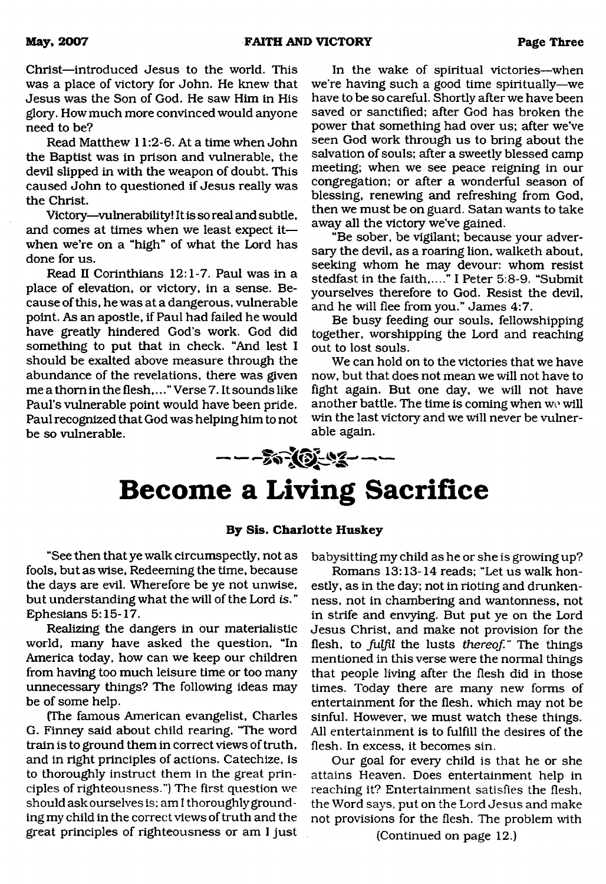Christ—introduced Jesus to the world. This was a place of victory for John. He knew that Jesus was the Son of God. He saw Him in His glory. How much more convinced would anyone need to be?

Read Matthew 11:2-6. At a time when John the Baptist was in prison and vulnerable, the devil slipped in with the weapon of doubt. This caused John to questioned if Jesus really was the Christ.

Victory—vulnerability! It is so real and subtle, and comes at times when we least expect it—when we're on a "high" of what the Lord has done for us.

Read II Corinthians 12:1-7. Paul was in a place of elevation, or victory, in a sense. Because of this, he was at a dangerous, vulnerable point. As an apostle, if Paul had failed he would have greatly hindered God's work. God did something to put that in check. "And lest I should be exalted above measure through the abundance of the revelations, there was given me a thorn in the flesh,..." Verse 7. It sounds like Paul's vulnerable point would have been pride. Paul recognized that God was helping him to not be so vulnerable.

In the wake of spiritual victories—when we're having such a good time spiritually—we have to be so careful. Shortly after we have been saved or sanctified; after God has broken the power that something had over us; after we've seen God work through us to bring about the salvation of souls; after a sweetly blessed camp meeting; when we see peace reigning in our congregation; or after a wonderful season of blessing, renewing and refreshing from God, then we must be on guard. Satan wants to take away all the victory we've gained.

"Be sober, be vigilant; because your adversary the devil, as a roaring lion, walketh about, seeking whom he may devour: whom resist stedfast in the faith,...." I Peter 5:8-9. "Submit yourselves therefore to God. Resist the devil, and he will flee from you." James 4:7.

Be busy feeding our souls, fellowshipping together, worshipping the Lord and reaching out to lost souls.

We can hold on to the victories that we have now, but that does not mean we will not have to fight again. But one day, we will not have another battle. The time is coming when we will win the last victory and we will never be vulnerable again.

# Become a Living Sacrifice

**By Sis. Charlotte Huskey**

"See then that ye walk circumspectly, not as fools, but as wise, Redeeming the time, because the days are evil. Wherefore be ye not unwise, but understanding what the will of the Lord *is*." Ephesians 5:15-17.

Realizing the dangers in our materialistic world, many have asked the question, "In America today, how can we keep our children from having too much leisure time or too many unnecessary things? The following ideas may be of some help.

(The famous American evangelist, Charles G. Finney said about child rearing, "The word train is to ground them in correct views of truth, and in right principles of actions. Catechize, is to thoroughly instruct them in the great principles of righteousness.") The first question we should ask ourselves is; am I thoroughly grounding my child in the correct views of truth and the great principles of righteousness or am I just babysitting my child as he or she is growing up?

Romans 13:13-14 reads; "Let us walk honestly, as in the day; not in rioting and drunkenness, not in chambering and wantonness, not in strife and envying. But put ye on the Lord Jesus Christ, and make not provision for the flesh, to *fulfil* the lusts *thereof*." The things mentioned in this verse were the normal things that people living after the flesh did in those times. Today there are many new forms of entertainment for the flesh, which may not be sinful. However, we must watch these things. All entertainment is to fulfill the desires of the flesh. In excess, it becomes sin.

Our goal for every child is that he or she attains Heaven. Does entertainment help in reaching it? Entertainment satisfies the flesh, the Word says, put on the Lord Jesus and make not provisions for the flesh. The problem with

(Continued on page 12.)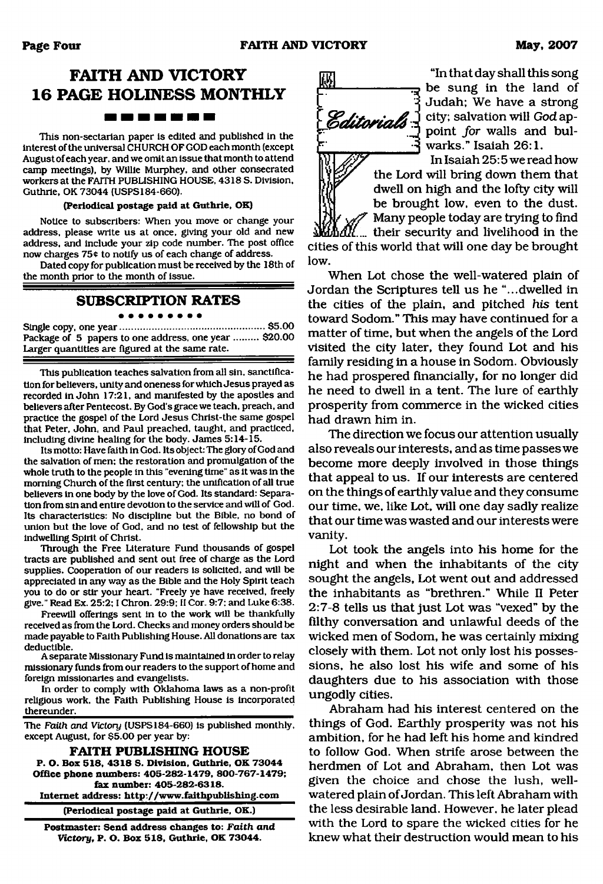# FAITH AND VICTORY 16 PAGE HOLINESS MONTHLY

This non-sectarian paper is edited and published in the interest of the universal CHURCH OF GOD each month (except August of each year, and we omit an issue that month to attend camp meetings), by Willie Murphey, and other consecrated workers at the FAITH PUBLISHING HOUSE, 4318 S. Division, Guthrie, OK 73044 (USPS184-660).

**(Periodical postage paid at Guthrie, OK)**

Notice to subscribers: When you move or change your address, please write us at once, giving your old and new address, and include your zip code number. The post office now charges 75¢ to notify us of each change of address.

Dated copy for publication must be received by the 18th of the month prior to the month of issue.

## SUBSCRIPTION RATES

Single copy, one year .................................................. $5.00
Package of 5 papers to one address, one year ......... $20.00
Larger quantities are figured at the same rate.

This publication teaches salvation from all sin, sanctification for believers, unity and oneness for which Jesus prayed as recorded in John 17:21, and manifested by the apostles and believers after Pentecost. By God's grace we teach, preach, and practice the gospel of the Lord Jesus Christ-the same gospel that Peter, John, and Paul preached, taught, and practiced, including divine healing for the body. James 5:14-15.

Its motto: Have faith in God. Its object: The glory of God and the salvation of men; the restoration and promulgation of the whole truth to the people in this "evening time" as it was in the morning Church of the first century; the unification of all true believers in one body by the love of God. Its standard: Separation from sin and entire devotion to the service and will of God. Its characteristics: No discipline but the Bible, no bond of union but the love of God, and no test of fellowship but the indwelling Spirit of Christ.

Through the Free Literature Fund thousands of gospel tracts are published and sent out free of charge as the Lord supplies. Cooperation of our readers is solicited, and will be appreciated in any way as the Bible and the Holy Spirit teach you to do or stir your heart. "Freely ye have received, freely give." Read Ex. 25:2; I Chron. 29:9; II Cor. 9:7; and Luke 6:38.

Freewill offerings sent in to the work will be thankfully received as from the Lord. Checks and money orders should be made payable to Faith Publishing House. All donations are tax deductible.

A separate Missionary Fund is maintained in order to relay missionary funds from our readers to the support of home and foreign missionaries and evangelists.

In order to comply with Oklahoma laws as a non-profit religious work, the Faith Publishing House is incorporated thereunder.

The *Faith and Victory* (USPS184-660) is published monthly, except August, for $5.00 per year by:

**FAITH PUBLISHING HOUSE**
**P. O. Box 518, 4318 S. Division, Guthrie, OK 73044**
**Office phone numbers: 405-282-1479, 800-767-1479; fax number: 405-282-6318.**
**Internet address: http://www.faithpublishing.com**

**(Periodical postage paid at Guthrie, OK.)**

**Postmaster: Send address changes to: *Faith and Victory*, P. O. Box 518, Guthrie, OK 73044.**

## Editorials

"In that day shall this song be sung in the land of Judah; We have a strong city; salvation will *God* appoint *for* walls and bulwarks." Isaiah 26:1.

In Isaiah 25:5 we read how the Lord will bring down them that dwell on high and the lofty city will be brought low, even to the dust. Many people today are trying to find their security and livelihood in the cities of this world that will one day be brought low.

When Lot chose the well-watered plain of Jordan the Scriptures tell us he "...dwelled in the cities of the plain, and pitched *his* tent toward Sodom." This may have continued for a matter of time, but when the angels of the Lord visited the city later, they found Lot and his family residing in a house in Sodom. Obviously he had prospered financially, for no longer did he need to dwell in a tent. The lure of earthly prosperity from commerce in the wicked cities had drawn him in.

The direction we focus our attention usually also reveals our interests, and as time passes we become more deeply involved in those things that appeal to us. If our interests are centered on the things of earthly value and they consume our time, we, like Lot, will one day sadly realize that our time was wasted and our interests were vanity.

Lot took the angels into his home for the night and when the inhabitants of the city sought the angels, Lot went out and addressed the inhabitants as "brethren." While II Peter 2:7-8 tells us that just Lot was "vexed" by the filthy conversation and unlawful deeds of the wicked men of Sodom, he was certainly mixing closely with them. Lot not only lost his possessions, he also lost his wife and some of his daughters due to his association with those ungodly cities.

Abraham had his interest centered on the things of God. Earthly prosperity was not his ambition, for he had left his home and kindred to follow God. When strife arose between the herdmen of Lot and Abraham, then Lot was given the choice and chose the lush, well-watered plain of Jordan. This left Abraham with the less desirable land. However, he later plead with the Lord to spare the wicked cities for he knew what their destruction would mean to his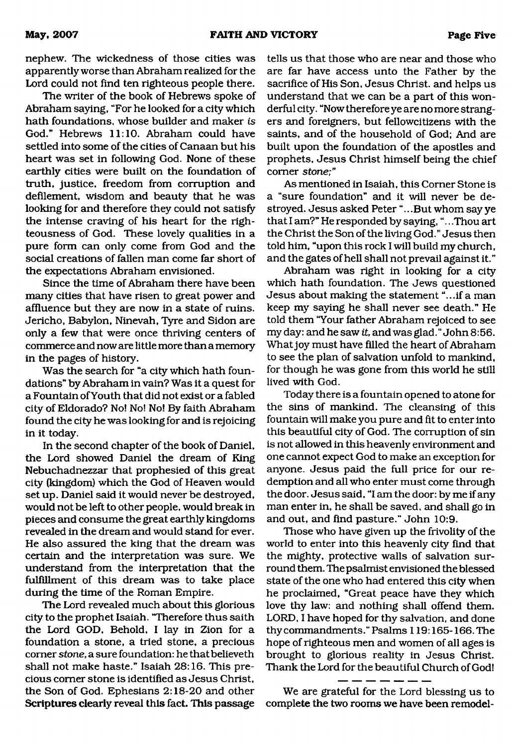nephew. The wickedness of those cities was apparently worse than Abraham realized for the Lord could not find ten righteous people there.

The writer of the book of Hebrews spoke of Abraham saying, "For he looked for a city which hath foundations, whose builder and maker *is* God." Hebrews 11:10. Abraham could have settled into some of the cities of Canaan but his heart was set in following God. None of these earthly cities were built on the foundation of truth, justice, freedom from corruption and defilement, wisdom and beauty that he was looking for and therefore they could not satisfy the intense craving of his heart for the righteousness of God. These lovely qualities in a pure form can only come from God and the social creations of fallen man come far short of the expectations Abraham envisioned.

Since the time of Abraham there have been many cities that have risen to great power and affluence but they are now in a state of ruins. Jericho, Babylon, Ninevah, Tyre and Sidon are only a few that were once thriving centers of commerce and now are little more than a memory in the pages of history.

Was the search for "a city which hath foundations" by Abraham in vain? Was it a quest for a Fountain of Youth that did not exist or a fabled city of Eldorado? No! No! No! By faith Abraham found the city he was looking for and is rejoicing in it today.

In the second chapter of the book of Daniel, the Lord showed Daniel the dream of King Nebuchadnezzar that prophesied of this great city (kingdom) which the God of Heaven would set up. Daniel said it would never be destroyed, would not be left to other people, would break in pieces and consume the great earthly kingdoms revealed in the dream and would stand for ever. He also assured the king that the dream was certain and the interpretation was sure. We understand from the interpretation that the fulfillment of this dream was to take place during the time of the Roman Empire.

The Lord revealed much about this glorious city to the prophet Isaiah. "Therefore thus saith the Lord GOD, Behold, I lay in Zion for a foundation a stone, a tried stone, a precious corner *stone,* a sure foundation: he that believeth shall not make haste." Isaiah 28:16. This precious corner stone is identified as Jesus Christ, the Son of God. Ephesians 2:18-20 and other Scriptures clearly reveal this fact. This passage tells us that those who are near and those who are far have access unto the Father by the sacrifice of His Son, Jesus Christ, and helps us understand that we can be a part of this wonderful city. "Now therefore ye are no more strangers and foreigners, but fellowcitizens with the saints, and of the household of God; And are built upon the foundation of the apostles and prophets, Jesus Christ himself being the chief corner *stone;"*

As mentioned in Isaiah, this Corner Stone is a "sure foundation" and it will never be destroyed. Jesus asked Peter "...But whom say ye that I am?" He responded by saying, "...Thou art the Christ the Son of the living God." Jesus then told him, "upon this rock I will build my church, and the gates of hell shall not prevail against it."

Abraham was right in looking for a city which hath foundation. The Jews questioned Jesus about making the statement "...if a man keep my saying he shall never see death." He told them "Your father Abraham rejoiced to see my day: and he saw *it,* and was glad." John 8:56. What joy must have filled the heart of Abraham to see the plan of salvation unfold to mankind, for though he was gone from this world he still lived with God.

Today there is a fountain opened to atone for the sins of mankind. The cleansing of this fountain will make you pure and fit to enter into this beautiful city of God. The corruption of sin is not allowed in this heavenly environment and one cannot expect God to make an exception for anyone. Jesus paid the full price for our redemption and all who enter must come through the door. Jesus said, "I am the door: by me if any man enter in, he shall be saved, and shall go in and out, and find pasture." John 10:9.

Those who have given up the frivolity of the world to enter into this heavenly city find that the mighty, protective walls of salvation surround them. The psalmist envisioned the blessed state of the one who had entered this city when he proclaimed, "Great peace have they which love thy law: and nothing shall offend them. LORD, I have hoped for thy salvation, and done thy commandments." Psalms 119:165-166. The hope of righteous men and women of all ages is brought to glorious reality in Jesus Christ. Thank the Lord for the beautiful Church of God!

— — — — — —

We are grateful for the Lord blessing us to complete the two rooms we have been remodel-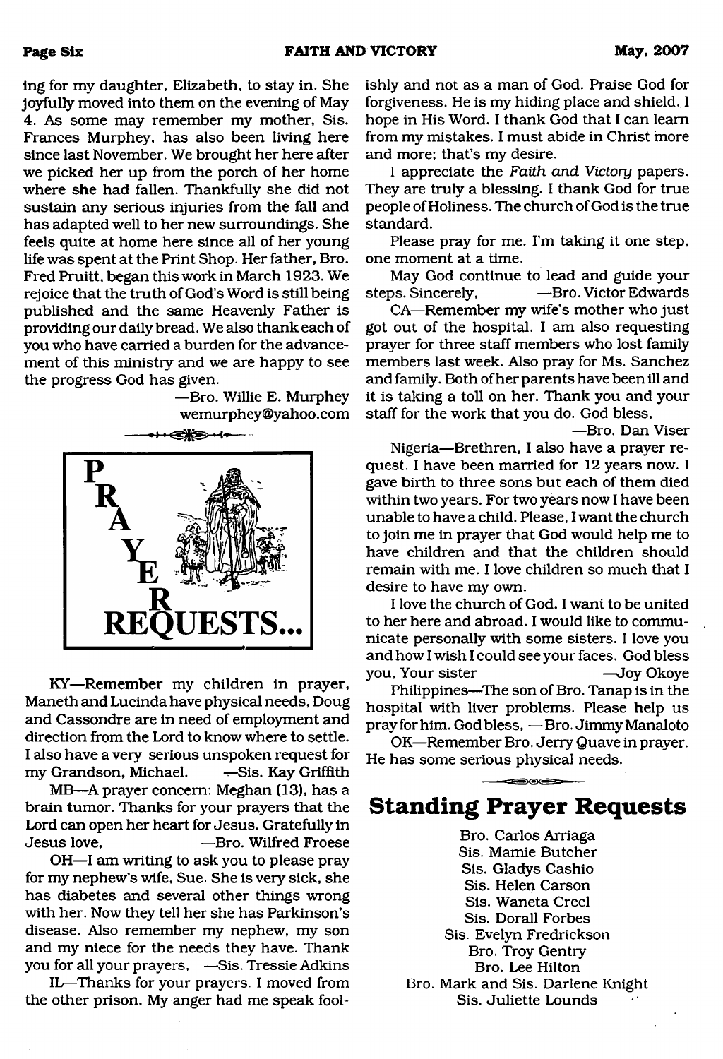ing for my daughter, Elizabeth, to stay in. She joyfully moved into them on the evening of May 4. As some may remember my mother, Sis. Frances Murphey, has also been living here since last November. We brought her here after we picked her up from the porch of her home where she had fallen. Thankfully she did not sustain any serious injuries from the fall and has adapted well to her new surroundings. She feels quite at home here since all of her young life was spent at the Print Shop. Her father, Bro. Fred Pruitt, began this work in March 1923. We rejoice that the truth of God's Word is still being published and the same Heavenly Father is providing our daily bread. We also thank each of you who have carried a burden for the advancement of this ministry and we are happy to see the progress God has given.

—Bro. Willie E. Murphey
wemurphey@yahoo.com

## PRAYER REQUESTS...

KY—Remember my children in prayer, Maneth and Lucinda have physical needs, Doug and Cassondre are in need of employment and direction from the Lord to know where to settle. I also have a very serious unspoken request for my Grandson, Michael. —Sis. Kay Griffith

MB—A prayer concern: Meghan (13), has a brain tumor. Thanks for your prayers that the Lord can open her heart for Jesus. Gratefully in Jesus love, —Bro. Wilfred Froese

OH—I am writing to ask you to please pray for my nephew's wife, Sue. She is very sick, she has diabetes and several other things wrong with her. Now they tell her she has Parkinson's disease. Also remember my nephew, my son and my niece for the needs they have. Thank you for all your prayers. —Sis. Tressie Adkins

IL—Thanks for your prayers. I moved from the other prison. My anger had me speak foolishly and not as a man of God. Praise God for forgiveness. He is my hiding place and shield. I hope in His Word. I thank God that I can learn from my mistakes. I must abide in Christ more and more; that's my desire.

I appreciate the *Faith and Victory* papers. They are truly a blessing. I thank God for true people of Holiness. The church of God is the true standard.

Please pray for me. I'm taking it one step, one moment at a time.

May God continue to lead and guide your steps. Sincerely, —Bro. Victor Edwards

CA—Remember my wife's mother who just got out of the hospital. I am also requesting prayer for three staff members who lost family members last week. Also pray for Ms. Sanchez and family. Both of her parents have been ill and it is taking a toll on her. Thank you and your staff for the work that you do. God bless,

—Bro. Dan Viser

Nigeria—Brethren, I also have a prayer request. I have been married for 12 years now. I gave birth to three sons but each of them died within two years. For two years now I have been unable to have a child. Please, I want the church to join me in prayer that God would help me to have children and that the children should remain with me. I love children so much that I desire to have my own.

I love the church of God. I want to be united to her here and abroad. I would like to communicate personally with some sisters. I love you and how I wish I could see your faces. God bless you, Your sister —Joy Okoye

Philippines—The son of Bro. Tanap is in the hospital with liver problems. Please help us pray for him. God bless, —Bro. Jimmy Manaloto

OK—Remember Bro. Jerry Quave in prayer. He has some serious physical needs.

## Standing Prayer Requests

Bro. Carlos Arriaga
Sis. Mamie Butcher
Sis. Gladys Cashio
Sis. Helen Carson
Sis. Waneta Creel
Sis. Dorall Forbes
Sis. Evelyn Fredrickson
Bro. Troy Gentry
Bro. Lee Hilton
Bro. Mark and Sis. Darlene Knight
Sis. Juliette Lounds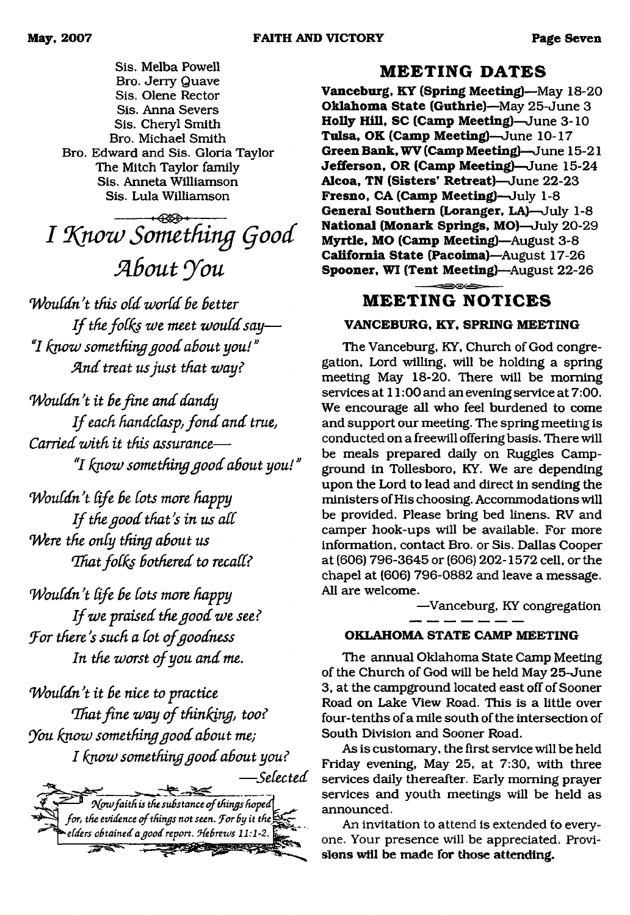Sis. Melba Powell
Bro. Jerry Quave
Sis. Olene Rector
Sis. Anna Severs
Sis. Cheryl Smith
Bro. Michael Smith
Bro. Edward and Sis. Gloria Taylor
The Mitch Taylor family
Sis. Anneta Williamson
Sis. Lula Williamson

# *I Know Something Good About You*

*Wouldn't this old world be better*
*If the folks we meet would say—*
*"I know something good about you!"*
*And treat us just that way?*

*Wouldn't it be fine and dandy*
*If each handclasp, fond and true,*
*Carried with it this assurance—*
*"I know something good about you!"*

*Wouldn't life be lots more happy*
*If the good that's in us all*
*Were the only thing about us*
*That folks bothered to recall?*

*Wouldn't life be lots more happy*
*If we praised the good we see?*
*For there's such a lot of goodness*
*In the worst of you and me.*

*Wouldn't it be nice to practice*
*That fine way of thinking, too?*
*You know something good about me;*
*I know something good about you?*

*—Selected*

*Now faith is the substance of things hoped for, the evidence of things not seen. For by it the elders obtained a good report. Hebrews 11:1-2.*

## MEETING DATES

**Vanceburg, KY (Spring Meeting)**—May 18-20
**Oklahoma State (Guthrie)**—May 25-June 3
**Holly Hill, SC (Camp Meeting)**—June 3-10
**Tulsa, OK (Camp Meeting)**—June 10-17
**Green Bank, WV (Camp Meeting)**—June 15-21
**Jefferson, OR (Camp Meeting)**—June 15-24
**Alcoa, TN (Sisters' Retreat)**—June 22-23
**Fresno, CA (Camp Meeting)**—July 1-8
**General Southern (Loranger, LA)**—July 1-8
**National (Monark Springs, MO)**—July 20-29
**Myrtle, MO (Camp Meeting)**—August 3-8
**California State (Pacoima)**—August 17-26
**Spooner, WI (Tent Meeting)**—August 22-26

## MEETING NOTICES

### VANCEBURG, KY, SPRING MEETING

The Vanceburg, KY, Church of God congregation, Lord willing, will be holding a spring meeting May 18-20. There will be morning services at 11:00 and an evening service at 7:00. We encourage all who feel burdened to come and support our meeting. The spring meeting is conducted on a freewill offering basis. There will be meals prepared daily on Ruggles Campground in Tollesboro, KY. We are depending upon the Lord to lead and direct in sending the ministers of His choosing. Accommodations will be provided. Please bring bed linens. RV and camper hook-ups will be available. For more information, contact Bro. or Sis. Dallas Cooper at (606) 796-3645 or (606) 202-1572 cell, or the chapel at (606) 796-0882 and leave a message. All are welcome.

—Vanceburg, KY congregation

### OKLAHOMA STATE CAMP MEETING

The annual Oklahoma State Camp Meeting of the Church of God will be held May 25-June 3, at the campground located east off of Sooner Road on Lake View Road. This is a little over four-tenths of a mile south of the intersection of South Division and Sooner Road.

As is customary, the first service will be held Friday evening, May 25, at 7:30, with three services daily thereafter. Early morning prayer services and youth meetings will be held as announced.

An invitation to attend is extended to everyone. Your presence will be appreciated. Provisions will be made for those attending.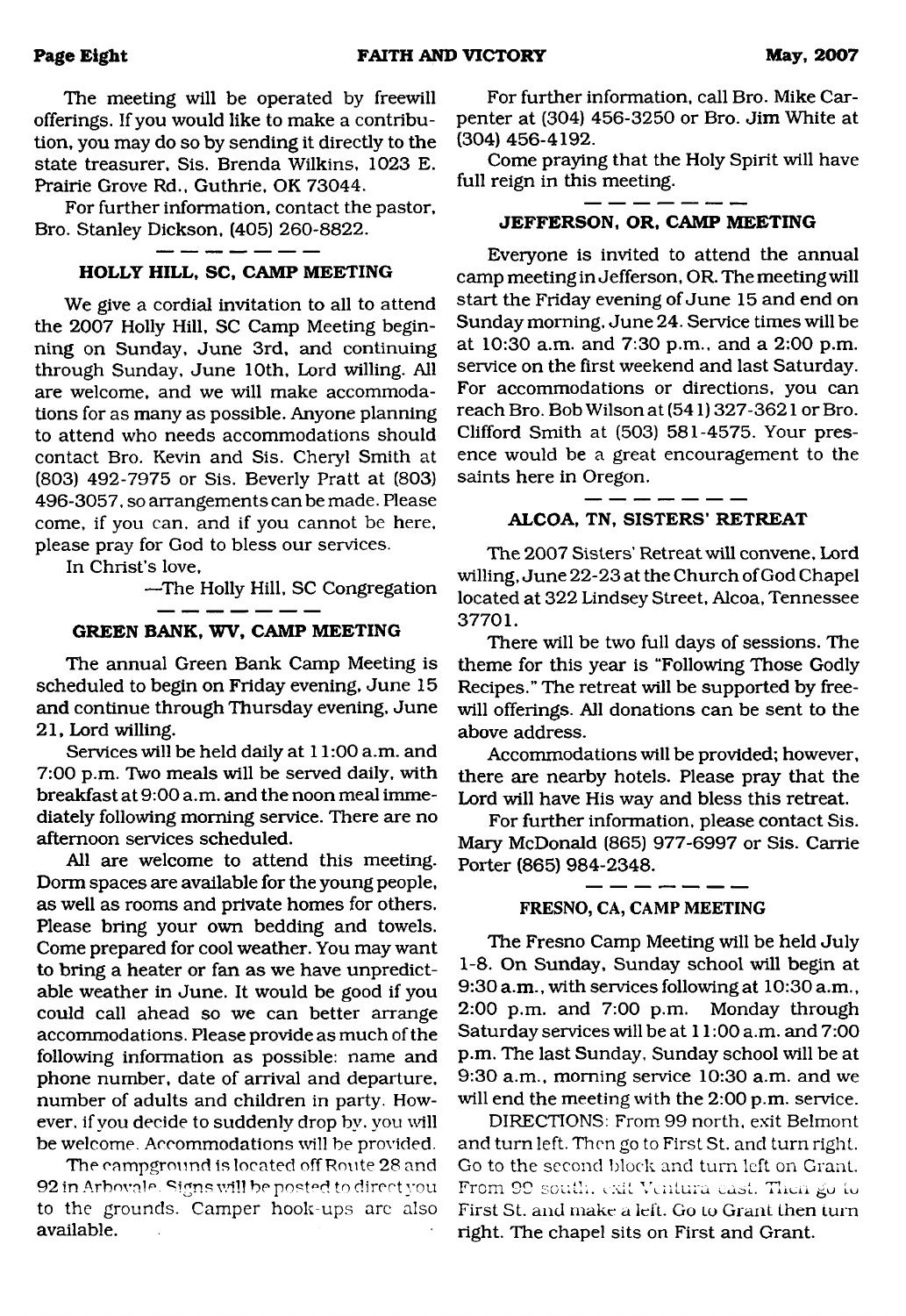The meeting will be operated by freewill offerings. If you would like to make a contribution, you may do so by sending it directly to the state treasurer, Sis. Brenda Wilkins, 1023 E. Prairie Grove Rd., Guthrie, OK 73044.

For further information, contact the pastor, Bro. Stanley Dickson, (405) 260-8822.

### HOLLY HILL, SC, CAMP MEETING

We give a cordial invitation to all to attend the 2007 Holly Hill, SC Camp Meeting beginning on Sunday, June 3rd, and continuing through Sunday, June 10th, Lord willing. All are welcome, and we will make accommodations for as many as possible. Anyone planning to attend who needs accommodations should contact Bro. Kevin and Sis. Cheryl Smith at (803) 492-7975 or Sis. Beverly Pratt at (803) 496-3057, so arrangements can be made. Please come, if you can, and if you cannot be here, please pray for God to bless our services.

In Christ's love,

—The Holly Hill, SC Congregation

### GREEN BANK, WV, CAMP MEETING

The annual Green Bank Camp Meeting is scheduled to begin on Friday evening, June 15 and continue through Thursday evening, June 21, Lord willing.

Services will be held daily at 11:00 a.m. and 7:00 p.m. Two meals will be served daily, with breakfast at 9:00 a.m. and the noon meal immediately following morning service. There are no afternoon services scheduled.

All are welcome to attend this meeting. Dorm spaces are available for the young people, as well as rooms and private homes for others. Please bring your own bedding and towels. Come prepared for cool weather. You may want to bring a heater or fan as we have unpredictable weather in June. It would be good if you could call ahead so we can better arrange accommodations. Please provide as much of the following information as possible: name and phone number, date of arrival and departure, number of adults and children in party. However, if you decide to suddenly drop by, you will be welcome. Accommodations will be provided.

The campground is located off Route 28 and 92 in Arbovale. Signs will be posted to direct you to the grounds. Camper hook-ups are also available.

For further information, call Bro. Mike Carpenter at (304) 456-3250 or Bro. Jim White at (304) 456-4192.

Come praying that the Holy Spirit will have full reign in this meeting.

### JEFFERSON, OR, CAMP MEETING

Everyone is invited to attend the annual camp meeting in Jefferson, OR. The meeting will start the Friday evening of June 15 and end on Sunday morning, June 24. Service times will be at 10:30 a.m. and 7:30 p.m., and a 2:00 p.m. service on the first weekend and last Saturday. For accommodations or directions, you can reach Bro. Bob Wilson at (541) 327-3621 or Bro. Clifford Smith at (503) 581-4575. Your presence would be a great encouragement to the saints here in Oregon.

### ALCOA, TN, SISTERS' RETREAT

The 2007 Sisters' Retreat will convene, Lord willing, June 22-23 at the Church of God Chapel located at 322 Lindsey Street, Alcoa, Tennessee 37701.

There will be two full days of sessions. The theme for this year is "Following Those Godly Recipes." The retreat will be supported by freewill offerings. All donations can be sent to the above address.

Accommodations will be provided; however, there are nearby hotels. Please pray that the Lord will have His way and bless this retreat.

For further information, please contact Sis. Mary McDonald (865) 977-6997 or Sis. Carrie Porter (865) 984-2348.

### FRESNO, CA, CAMP MEETING

The Fresno Camp Meeting will be held July 1-8. On Sunday, Sunday school will begin at 9:30 a.m., with services following at 10:30 a.m., 2:00 p.m. and 7:00 p.m. Monday through Saturday services will be at 11:00 a.m. and 7:00 p.m. The last Sunday, Sunday school will be at 9:30 a.m., morning service 10:30 a.m. and we will end the meeting with the 2:00 p.m. service.

DIRECTIONS: From 99 north, exit Belmont and turn left. Then go to First St. and turn right. Go to the second block and turn left on Grant. From 99 south, exit Ventura east. Then go to First St. and make a left. Go to Grant then turn right. The chapel sits on First and Grant.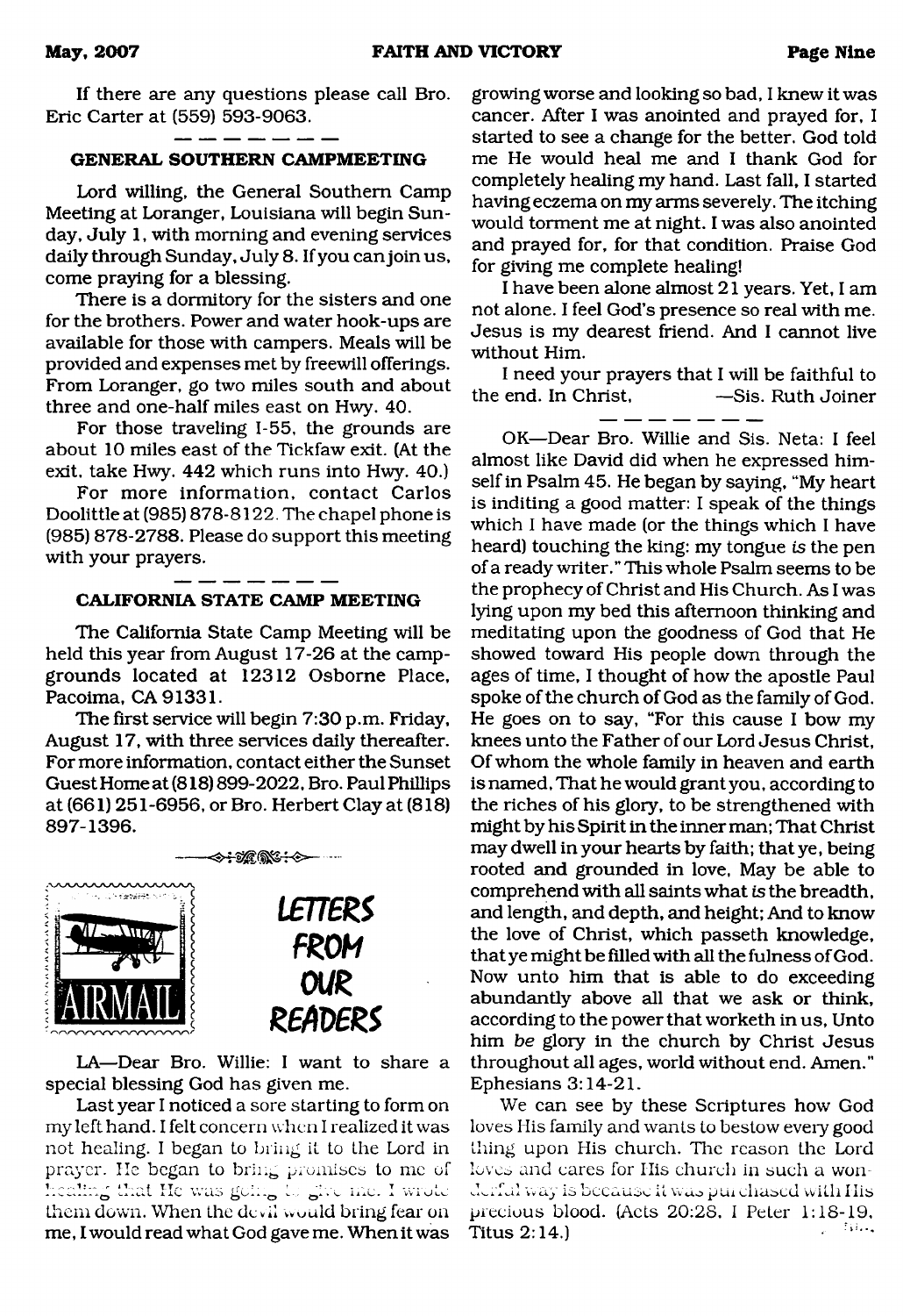If there are any questions please call Bro. Eric Carter at (559) 593-9063.

---

### GENERAL SOUTHERN CAMPMEETING

Lord willing, the General Southern Camp Meeting at Loranger, Louisiana will begin Sunday, July 1, with morning and evening services daily through Sunday, July 8. If you can join us, come praying for a blessing.

There is a dormitory for the sisters and one for the brothers. Power and water hook-ups are available for those with campers. Meals will be provided and expenses met by freewill offerings. From Loranger, go two miles south and about three and one-half miles east on Hwy. 40.

For those traveling I-55, the grounds are about 10 miles east of the Tickfaw exit. (At the exit, take Hwy. 442 which runs into Hwy. 40.)

For more information, contact Carlos Doolittle at (985) 878-8122. The chapel phone is (985) 878-2788. Please do support this meeting with your prayers.

---

### CALIFORNIA STATE CAMP MEETING

The California State Camp Meeting will be held this year from August 17-26 at the campgrounds located at 12312 Osborne Place, Pacoima, CA 91331.

The first service will begin 7:30 p.m. Friday, August 17, with three services daily thereafter. For more information, contact either the Sunset Guest Home at (818) 899-2022, Bro. Paul Phillips at (661) 251-6956, or Bro. Herbert Clay at (818) 897-1396.

---

## LETTERS FROM OUR READERS

LA—Dear Bro. Willie: I want to share a special blessing God has given me.

Last year I noticed a sore starting to form on my left hand. I felt concern when I realized it was not healing. I began to bring it to the Lord in prayer. He began to bring promises to me of healing that He was going to give me. I wrote them down. When the devil would bring fear on me, I would read what God gave me. When it was growing worse and looking so bad, I knew it was cancer. After I was anointed and prayed for, I started to see a change for the better. God told me He would heal me and I thank God for completely healing my hand. Last fall, I started having eczema on my arms severely. The itching would torment me at night. I was also anointed and prayed for, for that condition. Praise God for giving me complete healing!

I have been alone almost 21 years. Yet, I am not alone. I feel God's presence so real with me. Jesus is my dearest friend. And I cannot live without Him.

I need your prayers that I will be faithful to the end. In Christ, —Sis. Ruth Joiner

---

OK—Dear Bro. Willie and Sis. Neta: I feel almost like David did when he expressed himself in Psalm 45. He began by saying, "My heart is inditing a good matter: I speak of the things which I have made (or the things which I have heard) touching the king: my tongue *is* the pen of a ready writer." This whole Psalm seems to be the prophecy of Christ and His Church. As I was lying upon my bed this afternoon thinking and meditating upon the goodness of God that He showed toward His people down through the ages of time, I thought of how the apostle Paul spoke of the church of God as the family of God. He goes on to say, "For this cause I bow my knees unto the Father of our Lord Jesus Christ, Of whom the whole family in heaven and earth is named, That he would grant you, according to the riches of his glory, to be strengthened with might by his Spirit in the inner man; That Christ may dwell in your hearts by faith; that ye, being rooted and grounded in love, May be able to comprehend with all saints what *is* the breadth, and length, and depth, and height; And to know the love of Christ, which passeth knowledge, that ye might be filled with all the fulness of God. Now unto him that is able to do exceeding abundantly above all that we ask or think, according to the power that worketh in us, Unto him *be* glory in the church by Christ Jesus throughout all ages, world without end. Amen." Ephesians 3:14-21.

We can see by these Scriptures how God loves His family and wants to bestow every good thing upon His church. The reason the Lord loves and cares for His church in such a wonderful way is because it was purchased with His precious blood. (Acts 20:28, I Peter 1:18-19, Titus 2:14.)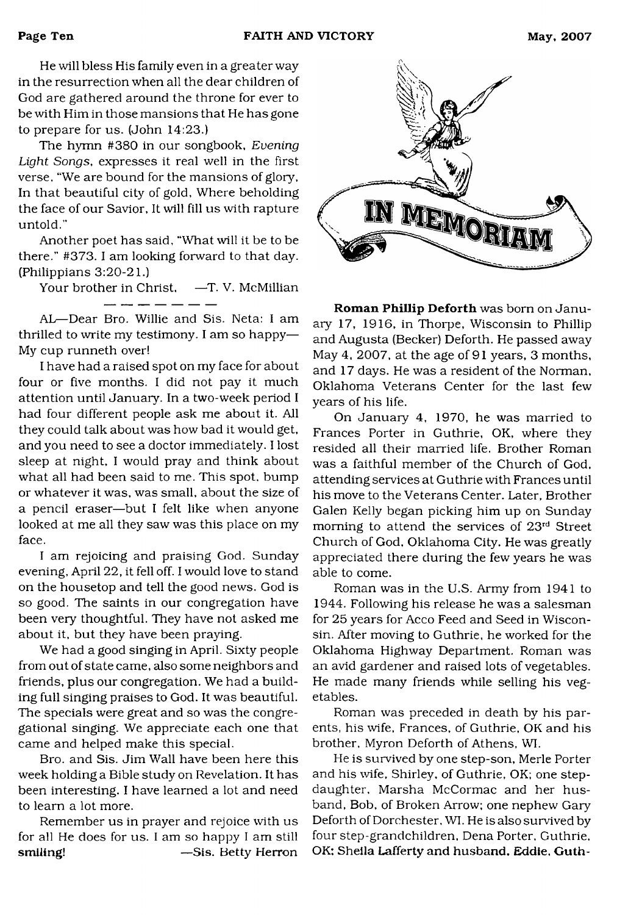He will bless His family even in a greater way in the resurrection when all the dear children of God are gathered around the throne for ever to be with Him in those mansions that He has gone to prepare for us. (John 14:23.)

The hymn #380 in our songbook, *Evening Light Songs*, expresses it real well in the first verse, "We are bound for the mansions of glory, In that beautiful city of gold, Where beholding the face of our Savior, It will fill us with rapture untold."

Another poet has said, "What will it be to be there." #373. I am looking forward to that day. (Philippians 3:20-21.)

Your brother in Christ, —T. V. McMillian

---

AL—Dear Bro. Willie and Sis. Neta: I am thrilled to write my testimony. I am so happy—My cup runneth over!

I have had a raised spot on my face for about four or five months. I did not pay it much attention until January. In a two-week period I had four different people ask me about it. All they could talk about was how bad it would get, and you need to see a doctor immediately. I lost sleep at night, I would pray and think about what all had been said to me. This spot, bump or whatever it was, was small, about the size of a pencil eraser—but I felt like when anyone looked at me all they saw was this place on my face.

I am rejoicing and praising God. Sunday evening, April 22, it fell off. I would love to stand on the housetop and tell the good news. God is so good. The saints in our congregation have been very thoughtful. They have not asked me about it, but they have been praying.

We had a good singing in April. Sixty people from out of state came, also some neighbors and friends, plus our congregation. We had a building full singing praises to God. It was beautiful. The specials were great and so was the congregational singing. We appreciate each one that came and helped make this special.

Bro. and Sis. Jim Wall have been here this week holding a Bible study on Revelation. It has been interesting. I have learned a lot and need to learn a lot more.

Remember us in prayer and rejoice with us for all He does for us. I am so happy I am still **smiling!** —Sis. Betty Herron

## IN MEMORIAM

**Roman Phillip Deforth** was born on January 17, 1916, in Thorpe, Wisconsin to Phillip and Augusta (Becker) Deforth. He passed away May 4, 2007, at the age of 91 years, 3 months, and 17 days. He was a resident of the Norman, Oklahoma Veterans Center for the last few years of his life.

On January 4, 1970, he was married to Frances Porter in Guthrie, OK, where they resided all their married life. Brother Roman was a faithful member of the Church of God, attending services at Guthrie with Frances until his move to the Veterans Center. Later, Brother Galen Kelly began picking him up on Sunday morning to attend the services of 23rd Street Church of God, Oklahoma City. He was greatly appreciated there during the few years he was able to come.

Roman was in the U.S. Army from 1941 to 1944. Following his release he was a salesman for 25 years for Acco Feed and Seed in Wisconsin. After moving to Guthrie, he worked for the Oklahoma Highway Department. Roman was an avid gardener and raised lots of vegetables. He made many friends while selling his vegetables.

Roman was preceded in death by his parents, his wife, Frances, of Guthrie, OK and his brother, Myron Deforth of Athens, WI.

He is survived by one step-son, Merle Porter and his wife, Shirley, of Guthrie, OK; one step-daughter, Marsha McCormac and her husband, Bob, of Broken Arrow; one nephew Gary Deforth of Dorchester, WI. He is also survived by four step-grandchildren, Dena Porter, Guthrie, OK; Sheila Lafferty and husband, Eddie, Guth-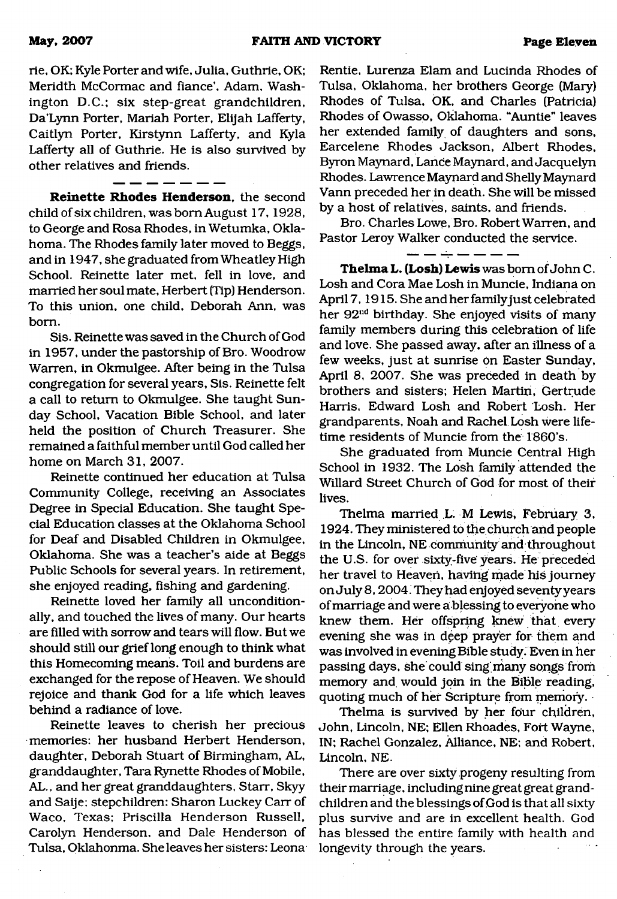rie, OK; Kyle Porter and wife, Julia, Guthrie, OK; Meridth McCormac and fiance', Adam, Washington D.C.; six step-great grandchildren, Da'Lynn Porter, Mariah Porter, Elijah Lafferty, Caitlyn Porter, Kirstynn Lafferty, and Kyla Lafferty all of Guthrie. He is also survived by other relatives and friends.

— — — — — — —

**Reinette Rhodes Henderson**, the second child of six children, was born August 17, 1928, to George and Rosa Rhodes, in Wetumka, Oklahoma. The Rhodes family later moved to Beggs, and in 1947, she graduated from Wheatley High School. Reinette later met, fell in love, and married her soul mate, Herbert (Tip) Henderson. To this union, one child, Deborah Ann, was born.

Sis. Reinette was saved in the Church of God in 1957, under the pastorship of Bro. Woodrow Warren, in Okmulgee. After being in the Tulsa congregation for several years, Sis. Reinette felt a call to return to Okmulgee. She taught Sunday School, Vacation Bible School, and later held the position of Church Treasurer. She remained a faithful member until God called her home on March 31, 2007.

Reinette continued her education at Tulsa Community College, receiving an Associates Degree in Special Education. She taught Special Education classes at the Oklahoma School for Deaf and Disabled Children in Okmulgee, Oklahoma. She was a teacher's aide at Beggs Public Schools for several years. In retirement, she enjoyed reading, fishing and gardening.

Reinette loved her family all unconditionally, and touched the lives of many. Our hearts are filled with sorrow and tears will flow. But we should still our grief long enough to think what this Homecoming means. Toil and burdens are exchanged for the repose of Heaven. We should rejoice and thank God for a life which leaves behind a radiance of love.

Reinette leaves to cherish her precious memories: her husband Herbert Henderson, daughter, Deborah Stuart of Birmingham, AL, granddaughter, Tara Rynette Rhodes of Mobile, AL., and her great granddaughters, Starr, Skyy and Saije; stepchildren: Sharon Luckey Carr of Waco, Texas; Priscilla Henderson Russell, Carolyn Henderson, and Dale Henderson of Tulsa, Oklahonma. She leaves her sisters: Leona Rentie, Lurenza Elam and Lucinda Rhodes of Tulsa, Oklahoma, her brothers George (Mary) Rhodes of Tulsa, OK, and Charles (Patricia) Rhodes of Owasso, Oklahoma. "Auntie" leaves her extended family of daughters and sons, Earcelene Rhodes Jackson, Albert Rhodes, Byron Maynard, Lance Maynard, and Jacquelyn Rhodes. Lawrence Maynard and Shelly Maynard Vann preceded her in death. She will be missed by a host of relatives, saints, and friends.

Bro. Charles Lowe, Bro. Robert Warren, and Pastor Leroy Walker conducted the service.

— — — — — — —

**Thelma L. (Losh) Lewis** was born of John C. Losh and Cora Mae Losh in Muncie, Indiana on April 7, 1915. She and her family just celebrated her 92nd birthday. She enjoyed visits of many family members during this celebration of life and love. She passed away, after an illness of a few weeks, just at sunrise on Easter Sunday, April 8, 2007. She was preceded in death by brothers and sisters; Helen Martin, Gertrude Harris, Edward Losh and Robert Losh. Her grandparents, Noah and Rachel Losh were lifetime residents of Muncie from the 1860's.

She graduated from Muncie Central High School in 1932. The Losh family attended the Willard Street Church of God for most of their lives.

Thelma married L. M Lewis, February 3, 1924. They ministered to the church and people in the Lincoln, NE community and throughout the U.S. for over sixty-five years. He preceded her travel to Heaven, having made his journey on July 8, 2004. They had enjoyed seventy years of marriage and were a blessing to everyone who knew them. Her offspring knew that every evening she was in deep prayer for them and was involved in evening Bible study. Even in her passing days, she could sing many songs from memory and would join in the Bible reading, quoting much of her Scripture from memory.

Thelma is survived by her four children, John, Lincoln, NE; Ellen Rhoades, Fort Wayne, IN; Rachel Gonzalez, Alliance, NE; and Robert, Lincoln, NE.

There are over sixty progeny resulting from their marriage, including nine great great grandchildren and the blessings of God is that all sixty plus survive and are in excellent health. God has blessed the entire family with health and longevity through the years.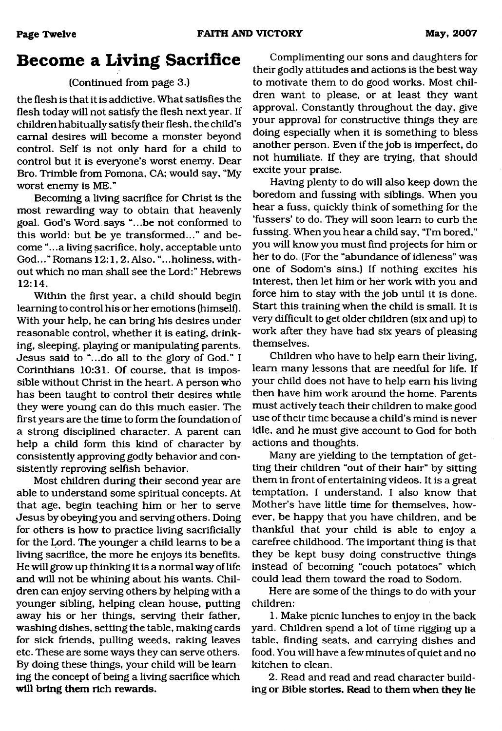# Become a Living Sacrifice

(Continued from page 3.)

the flesh is that it is addictive. What satisfies the flesh today will not satisfy the flesh next year. If children habitually satisfy their flesh, the child's carnal desires will become a monster beyond control. Self is not only hard for a child to control but it is everyone's worst enemy. Dear Bro. Trimble from Pomona, CA; would say, "My worst enemy is ME."

Becoming a living sacrifice for Christ is the most rewarding way to obtain that heavenly goal. God's Word says "...be not conformed to this world: but be ye transformed..." and become "...a living sacrifice, holy, acceptable unto God..." Romans 12:1, 2. Also, "...holiness, without which no man shall see the Lord:" Hebrews 12:14.

Within the first year, a child should begin learning to control his or her emotions (himself). With your help, he can bring his desires under reasonable control, whether it is eating, drinking, sleeping, playing or manipulating parents. Jesus said to "...do all to the glory of God." I Corinthians 10:31. Of course, that is impossible without Christ in the heart. A person who has been taught to control their desires while they were young can do this much easier. The first years are the time to form the foundation of a strong disciplined character. A parent can help a child form this kind of character by consistently approving godly behavior and consistently reproving selfish behavior.

Most children during their second year are able to understand some spiritual concepts. At that age, begin teaching him or her to serve Jesus by obeying you and serving others. Doing for others is how to practice living sacrificially for the Lord. The younger a child learns to be a living sacrifice, the more he enjoys its benefits. He will grow up thinking it is a normal way of life and will not be whining about his wants. Children can enjoy serving others by helping with a younger sibling, helping clean house, putting away his or her things, serving their father, washing dishes, setting the table, making cards for sick friends, pulling weeds, raking leaves etc. These are some ways they can serve others. By doing these things, your child will be learning the concept of being a living sacrifice which will bring them rich rewards.

Complimenting our sons and daughters for their godly attitudes and actions is the best way to motivate them to do good works. Most children want to please, or at least they want approval. Constantly throughout the day, give your approval for constructive things they are doing especially when it is something to bless another person. Even if the job is imperfect, do not humiliate. If they are trying, that should excite your praise.

Having plenty to do will also keep down the boredom and fussing with siblings. When you hear a fuss, quickly think of something for the 'fussers' to do. They will soon learn to curb the fussing. When you hear a child say, "I'm bored," you will know you must find projects for him or her to do. (For the "abundance of idleness" was one of Sodom's sins.) If nothing excites his interest, then let him or her work with you and force him to stay with the job until it is done. Start this training when the child is small. It is very difficult to get older children (six and up) to work after they have had six years of pleasing themselves.

Children who have to help earn their living, learn many lessons that are needful for life. If your child does not have to help earn his living then have him work around the home. Parents must actively teach their children to make good use of their time because a child's mind is never idle, and he must give account to God for both actions and thoughts.

Many are yielding to the temptation of getting their children "out of their hair" by sitting them in front of entertaining videos. It is a great temptation, I understand. I also know that Mother's have little time for themselves, however, be happy that you have children, and be thankful that your child is able to enjoy a carefree childhood. The important thing is that they be kept busy doing constructive things instead of becoming "couch potatoes" which could lead them toward the road to Sodom.

Here are some of the things to do with your children:

1. Make picnic lunches to enjoy in the back yard. Children spend a lot of time rigging up a table, finding seats, and carrying dishes and food. You will have a few minutes of quiet and no kitchen to clean.

2. Read and read and read character building or Bible stories. Read to them when they lie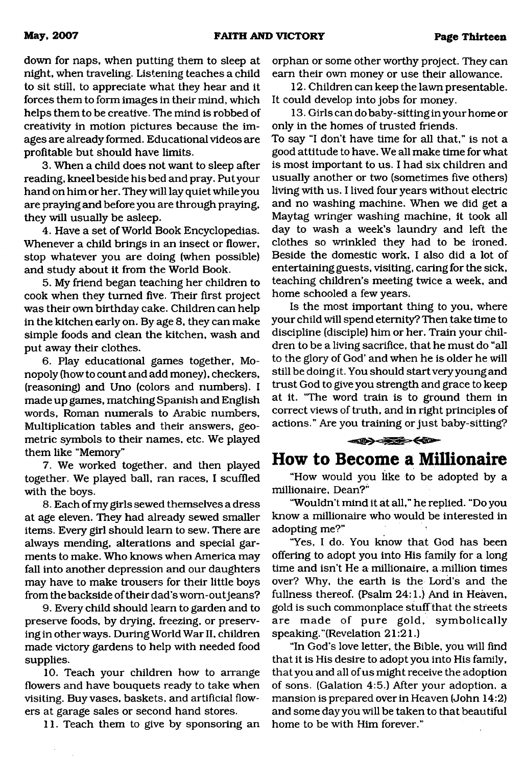down for naps, when putting them to sleep at night, when traveling. Listening teaches a child to sit still, to appreciate what they hear and it forces them to form images in their mind, which helps them to be creative. The mind is robbed of creativity in motion pictures because the images are already formed. Educational videos are profitable but should have limits.

3. When a child does not want to sleep after reading, kneel beside his bed and pray. Put your hand on him or her. They will lay quiet while you are praying and before you are through praying, they will usually be asleep.

4. Have a set of World Book Encyclopedias. Whenever a child brings in an insect or flower, stop whatever you are doing (when possible) and study about it from the World Book.

5. My friend began teaching her children to cook when they turned five. Their first project was their own birthday cake. Children can help in the kitchen early on. By age 8, they can make simple foods and clean the kitchen, wash and put away their clothes.

6. Play educational games together, Monopoly (how to count and add money), checkers, (reasoning) and Uno (colors and numbers). I made up games, matching Spanish and English words, Roman numerals to Arabic numbers, Multiplication tables and their answers, geometric symbols to their names, etc. We played them like "Memory"

7. We worked together, and then played together. We played ball, ran races, I scuffled with the boys.

8. Each of my girls sewed themselves a dress at age eleven. They had already sewed smaller items. Every girl should learn to sew. There are always mending, alterations and special garments to make. Who knows when America may fall into another depression and our daughters may have to make trousers for their little boys from the backside of their dad's worn-out jeans?

9. Every child should learn to garden and to preserve foods, by drying, freezing, or preserving in other ways. During World War II, children made victory gardens to help with needed food supplies.

10. Teach your children how to arrange flowers and have bouquets ready to take when visiting. Buy vases, baskets, and artificial flowers at garage sales or second hand stores.

11. Teach them to give by sponsoring an orphan or some other worthy project. They can earn their own money or use their allowance.

12. Children can keep the lawn presentable. It could develop into jobs for money.

13. Girls can do baby-sitting in your home or only in the homes of trusted friends.

To say "I don't have time for all that," is not a good attitude to have. We all make time for what is most important to us. I had six children and usually another or two (sometimes five others) living with us. I lived four years without electric and no washing machine. When we did get a Maytag wringer washing machine, it took all day to wash a week's laundry and left the clothes so wrinkled they had to be ironed. Beside the domestic work, I also did a lot of entertaining guests, visiting, caring for the sick, teaching children's meeting twice a week, and home schooled a few years.

Is the most important thing to you, where your child will spend eternity? Then take time to discipline (disciple) him or her. Train your children to be a living sacrifice, that he must do "all to the glory of God' and when he is older he will still be doing it. You should start very young and trust God to give you strength and grace to keep at it. "The word train is to ground them in correct views of truth, and in right principles of actions." Are you training or just baby-sitting?

## How to Become a Millionaire

"How would you like to be adopted by a millionaire, Dean?"

"Wouldn't mind it at all," he replied. "Do you know a millionaire who would be interested in adopting me?"

"Yes, I do. You know that God has been offering to adopt you into His family for a long time and isn't He a millionaire, a million times over? Why, the earth is the Lord's and the fullness thereof. (Psalm 24:1.) And in Heaven, gold is such commonplace stuff that the streets are made of pure gold, symbolically speaking."(Revelation 21:21.)

"In God's love letter, the Bible, you will find that it is His desire to adopt you into His family, that you and all of us might receive the adoption of sons. (Galation 4:5.) After your adoption, a mansion is prepared over in Heaven (John 14:2) and some day you will be taken to that beautiful home to be with Him forever."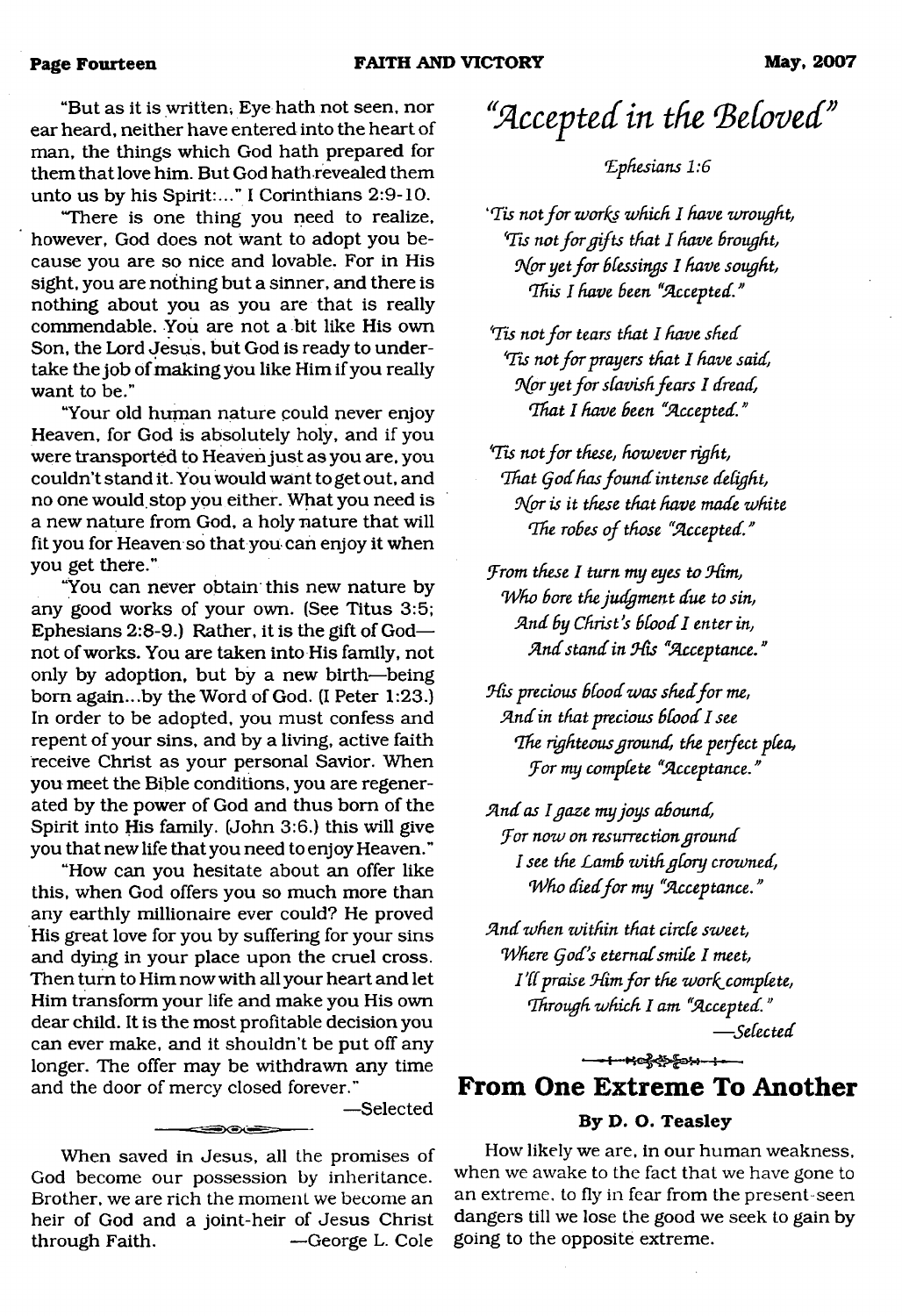"But as it is written, Eye hath not seen, nor ear heard, neither have entered into the heart of man, the things which God hath prepared for them that love him. But God hath revealed them unto us by his Spirit:..." I Corinthians 2:9-10.

"There is one thing you need to realize, however, God does not want to adopt you because you are so nice and lovable. For in His sight, you are nothing but a sinner, and there is nothing about you as you are that is really commendable. You are not a bit like His own Son, the Lord Jesus, but God is ready to undertake the job of making you like Him if you really want to be."

"Your old human nature could never enjoy Heaven, for God is absolutely holy, and if you were transported to Heaven just as you are, you couldn't stand it. You would want to get out, and no one would stop you either. What you need is a new nature from God, a holy nature that will fit you for Heaven so that you can enjoy it when you get there."

"You can never obtain this new nature by any good works of your own. (See Titus 3:5; Ephesians 2:8-9.) Rather, it is the gift of God—not of works. You are taken into His family, not only by adoption, but by a new birth—being born again...by the Word of God. (I Peter 1:23.) In order to be adopted, you must confess and repent of your sins, and by a living, active faith receive Christ as your personal Savior. When you meet the Bible conditions, you are regenerated by the power of God and thus born of the Spirit into His family. (John 3:6.) this will give you that new life that you need to enjoy Heaven."

"How can you hesitate about an offer like this, when God offers you so much more than any earthly millionaire ever could? He proved His great love for you by suffering for your sins and dying in your place upon the cruel cross. Then turn to Him now with all your heart and let Him transform your life and make you His own dear child. It is the most profitable decision you can ever make, and it shouldn't be put off any longer. The offer may be withdrawn any time and the door of mercy closed forever."

—Selected

When saved in Jesus, all the promises of God become our possession by inheritance. Brother, we are rich the moment we become an heir of God and a joint-heir of Jesus Christ through Faith. —George L. Cole

# *"Accepted in the Beloved"*

*Ephesians 1:6*

*'Tis not for works which I have wrought,*
*'Tis not for gifts that I have brought,*
*Nor yet for blessings I have sought,*
*This I have been "Accepted."*

*'Tis not for tears that I have shed*
*'Tis not for prayers that I have said,*
*Nor yet for slavish fears I dread,*
*That I have been "Accepted."*

*'Tis not for these, however right,*
*That God has found intense delight,*
*Nor is it these that have made white*
*The robes of those "Accepted."*

*From these I turn my eyes to Him,*
*Who bore the judgment due to sin,*
*And by Christ's blood I enter in,*
*And stand in His "Acceptance."*

*His precious blood was shed for me,*
*And in that precious blood I see*
*The righteous ground, the perfect plea,*
*For my complete "Acceptance."*

*And as I gaze my joys abound,*
*For now on resurrection ground*
*I see the Lamb with glory crowned,*
*Who died for my "Acceptance."*

*And when within that circle sweet,*
*Where God's eternal smile I meet,*
*I'll praise Him for the work complete,*
*Through which I am "Accepted."*

*—Selected*

## From One Extreme To Another

**By D. O. Teasley**

How likely we are, in our human weakness, when we awake to the fact that we have gone to an extreme, to fly in fear from the present-seen dangers till we lose the good we seek to gain by going to the opposite extreme.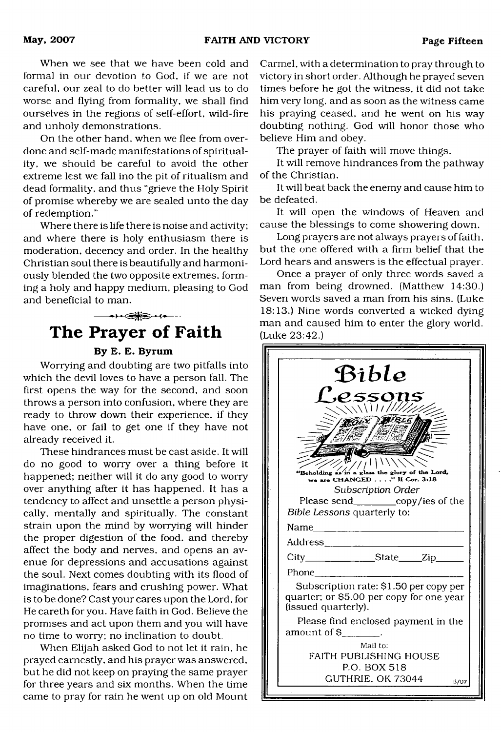When we see that we have been cold and formal in our devotion to God, if we are not careful, our zeal to do better will lead us to do worse and flying from formality, we shall find ourselves in the regions of self-effort, wild-fire and unholy demonstrations.

On the other hand, when we flee from overdone and self-made manifestations of spirituality, we should be careful to avoid the other extreme lest we fall ino the pit of ritualism and dead formality, and thus "grieve the Holy Spirit of promise whereby we are sealed unto the day of redemption."

Where there is life there is noise and activity; and where there is holy enthusiasm there is moderation, decency and order. In the healthy Christian soul there is beautifully and harmoniously blended the two opposite extremes, forming a holy and happy medium, pleasing to God and beneficial to man.

# The Prayer of Faith

**By E. E. Byrum**

Worrying and doubting are two pitfalls into which the devil loves to have a person fall. The first opens the way for the second, and soon throws a person into confusion, where they are ready to throw down their experience, if they have one, or fail to get one if they have not already received it.

These hindrances must be cast aside. It will do no good to worry over a thing before it happened; neither will it do any good to worry over anything after it has happened. It has a tendency to affect and unsettle a person physically, mentally and spiritually. The constant strain upon the mind by worrying will hinder the proper digestion of the food, and thereby affect the body and nerves, and opens an avenue for depressions and accusations against the soul. Next comes doubting with its flood of imaginations, fears and crushing power. What is to be done? Cast your cares upon the Lord, for He careth for you. Have faith in God. Believe the promises and act upon them and you will have no time to worry; no inclination to doubt.

When Elijah asked God to not let it rain, he prayed earnestly, and his prayer was answered, but he did not keep on praying the same prayer for three years and six months. When the time came to pray for rain he went up on old Mount Carmel, with a determination to pray through to victory in short order. Although he prayed seven times before he got the witness, it did not take him very long, and as soon as the witness came his praying ceased, and he went on his way doubting nothing. God will honor those who believe Him and obey.

The prayer of faith will move things.

It will remove hindrances from the pathway of the Christian.

It will beat back the enemy and cause him to be defeated.

It will open the windows of Heaven and cause the blessings to come showering down.

Long prayers are not always prayers of faith, but the one offered with a firm belief that the Lord hears and answers is the effectual prayer.

Once a prayer of only three words saved a man from being drowned. (Matthew 14:30.) Seven words saved a man from his sins. (Luke 18:13.) Nine words converted a wicked dying man and caused him to enter the glory world. (Luke 23:42.)

---

## Bible Lessons

"Beholding as in a glass the glory of the Lord, we are CHANGED . . . ." II Cor. 3:18

*Subscription Order*

Please send________copy/ies of the *Bible Lessons* quarterly to:

Name______________________________

Address____________________________

City______________State_____Zip______

Phone______________________________

Subscription rate: $1.50 per copy per quarter; or $5.00 per copy for one year (issued quarterly).

Please find enclosed payment in the amount of $_______.

Mail to:
FAITH PUBLISHING HOUSE
P.O. BOX 518
GUTHRIE, OK 73044

5/07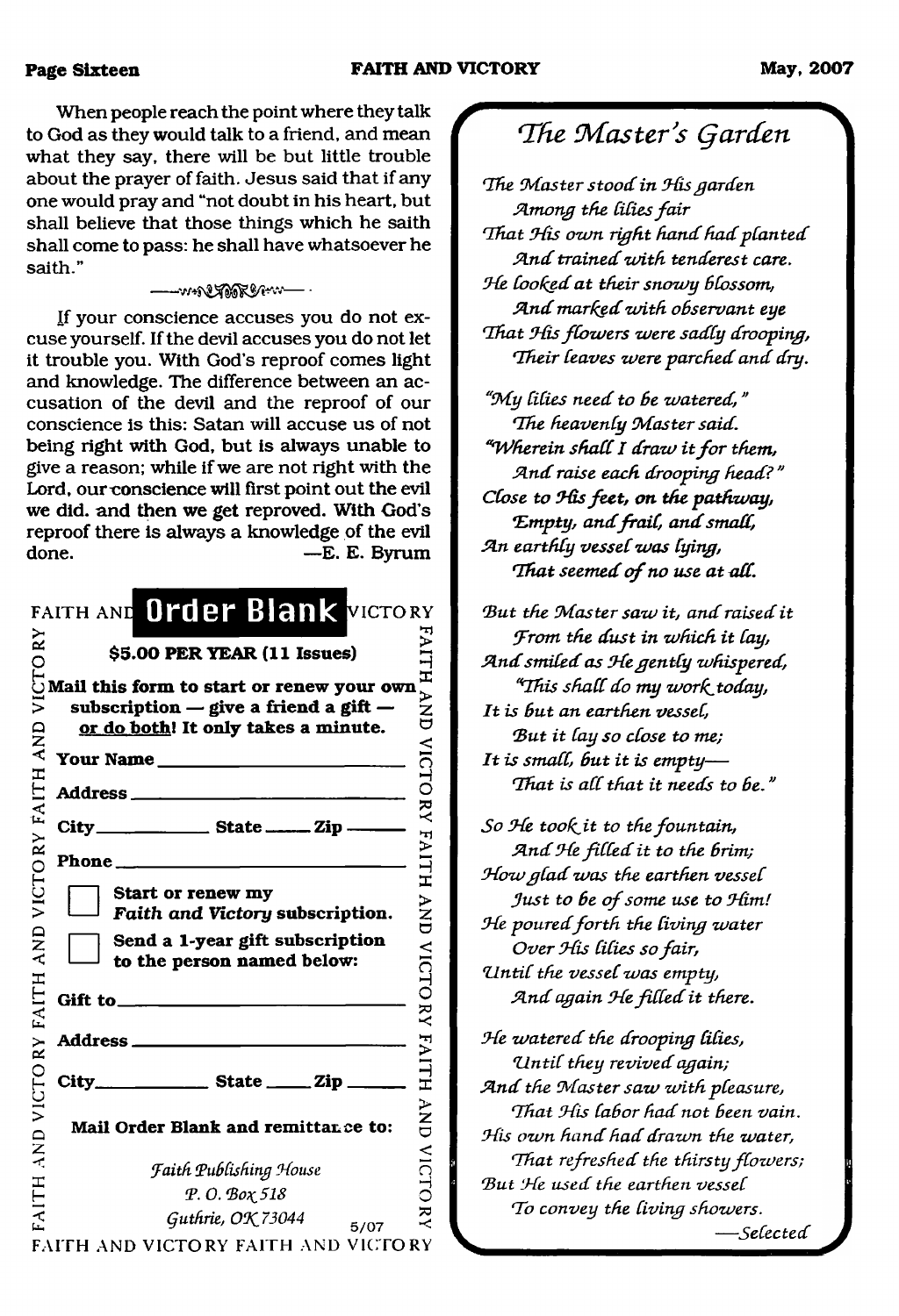When people reach the point where they talk to God as they would talk to a friend, and mean what they say, there will be but little trouble about the prayer of faith. Jesus said that if any one would pray and "not doubt in his heart, but shall believe that those things which he saith shall come to pass: he shall have whatsoever he saith."

If your conscience accuses you do not excuse yourself. If the devil accuses you do not let it trouble you. With God's reproof comes light and knowledge. The difference between an accusation of the devil and the reproof of our conscience is this: Satan will accuse us of not being right with God, but is always unable to give a reason; while if we are not right with the Lord, our conscience will first point out the evil we did, and then we get reproved. With God's reproof there is always a knowledge of the evil done. —E. E. Byrum

## FAITH AND **Order Blank** VICTORY

**$5.00 PER YEAR (11 Issues)**

**Mail this form to start or renew your own subscription — give a friend a gift — or do both! It only takes a minute.**

**Your Name** ______________________

**Address** ______________________

**City** __________ **State** _____ **Zip** _____

**Phone** ______________________

☐ **Start or renew my *Faith and Victory* subscription.**

☐ **Send a 1-year gift subscription to the person named below:**

**Gift to** ______________________

**Address** ______________________

**City** __________ **State** _____ **Zip** _____

**Mail Order Blank and remittance to:**

*Faith Publishing House*
*P. O. Box 518*
*Guthrie, OK 73044*

5/07

## *The Master's Garden*

*The Master stood in His garden*
*Among the lilies fair*
*That His own right hand had planted*
*And trained with tenderest care.*
*He looked at their snowy blossom,*
*And marked with observant eye*
*That His flowers were sadly drooping,*
*Their leaves were parched and dry.*

*"My lilies need to be watered,"*
*The heavenly Master said.*
*"Wherein shall I draw it for them,*
*And raise each drooping head?"*
*Close to His feet, on the pathway,*
*Empty, and frail, and small,*
*An earthly vessel was lying,*
*That seemed of no use at all.*

*But the Master saw it, and raised it*
*From the dust in which it lay,*
*And smiled as He gently whispered,*
*"This shall do my work today,*
*It is but an earthen vessel,*
*But it lay so close to me;*
*It is small, but it is empty—*
*That is all that it needs to be."*

*So He took it to the fountain,*
*And He filled it to the brim;*
*How glad was the earthen vessel*
*Just to be of some use to Him!*
*He poured forth the living water*
*Over His lilies so fair,*
*Until the vessel was empty,*
*And again He filled it there.*

*He watered the drooping lilies,*
*Until they revived again;*
*And the Master saw with pleasure,*
*That His labor had not been vain.*
*His own hand had drawn the water,*
*That refreshed the thirsty flowers;*
*But He used the earthen vessel*
*To convey the living showers.*

*—Selected*